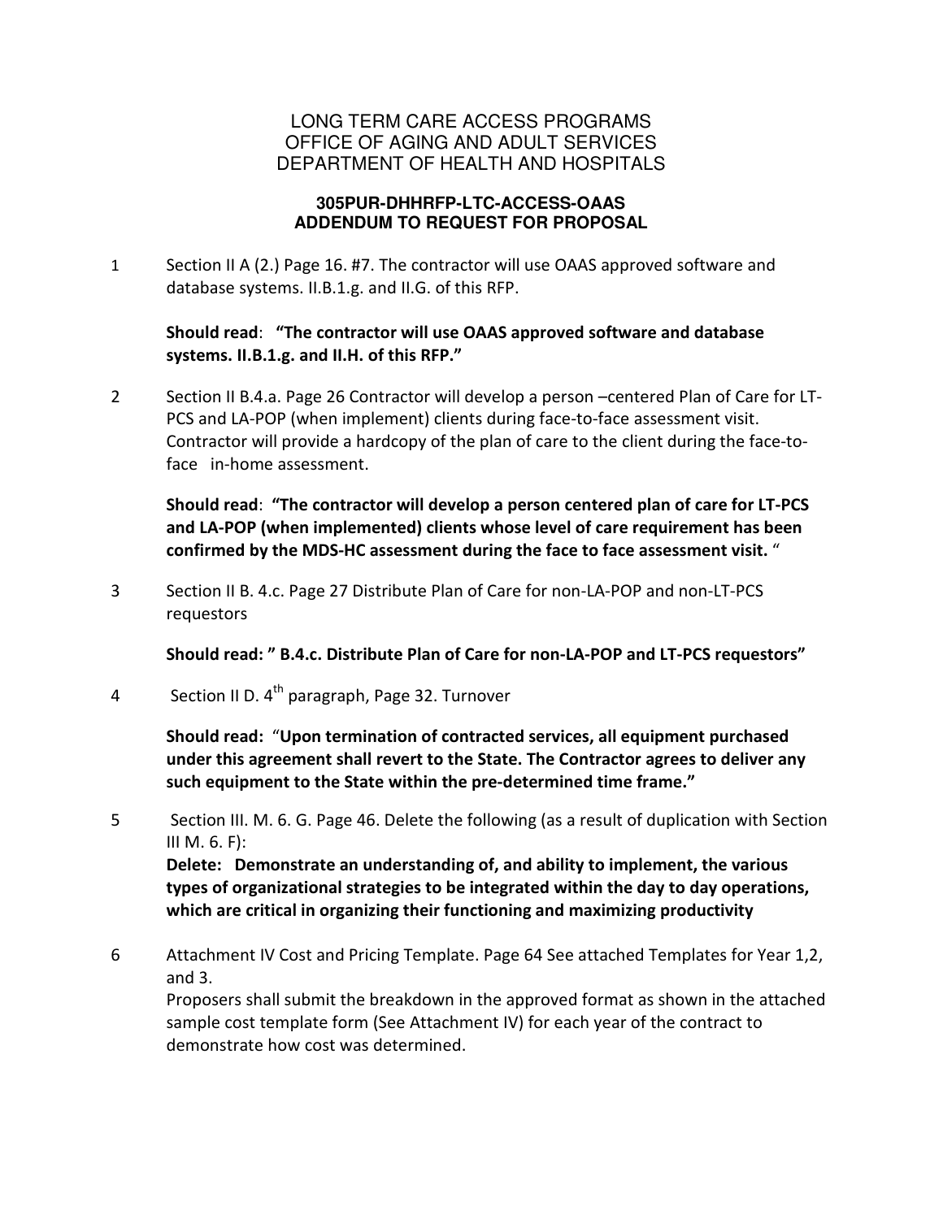LONG TERM CARE ACCESS PROGRAMS
OFFICE OF AGING AND ADULT SERVICES
DEPARTMENT OF HEALTH AND HOSPITALS

**305PUR-DHHRFP-LTC-ACCESS-OAAS**
**ADDENDUM TO REQUEST FOR PROPOSAL**

1. Section II A (2.) Page 16. #7. The contractor will use OAAS approved software and database systems. II.B.1.g. and II.G. of this RFP.

   **Should read**: **"The contractor will use OAAS approved software and database systems. II.B.1.g. and II.H. of this RFP."**

2. Section II B.4.a. Page 26 Contractor will develop a person –centered Plan of Care for LT-PCS and LA-POP (when implement) clients during face-to-face assessment visit. Contractor will provide a hardcopy of the plan of care to the client during the face-to-face in-home assessment.

   **Should read**: **"The contractor will develop a person centered plan of care for LT-PCS and LA-POP (when implemented) clients whose level of care requirement has been confirmed by the MDS-HC assessment during the face to face assessment visit.** "

3. Section II B. 4.c. Page 27 Distribute Plan of Care for non-LA-POP and non-LT-PCS requestors

   **Should read: " B.4.c. Distribute Plan of Care for non-LA-POP and LT-PCS requestors"**

4. Section II D. 4th paragraph, Page 32. Turnover

   **Should read:** "**Upon termination of contracted services, all equipment purchased under this agreement shall revert to the State. The Contractor agrees to deliver any such equipment to the State within the pre-determined time frame."**

5. Section III. M. 6. G. Page 46. Delete the following (as a result of duplication with Section III M. 6. F):
   **Delete: Demonstrate an understanding of, and ability to implement, the various types of organizational strategies to be integrated within the day to day operations, which are critical in organizing their functioning and maximizing productivity**

6. Attachment IV Cost and Pricing Template. Page 64 See attached Templates for Year 1,2, and 3.
   Proposers shall submit the breakdown in the approved format as shown in the attached sample cost template form (See Attachment IV) for each year of the contract to demonstrate how cost was determined.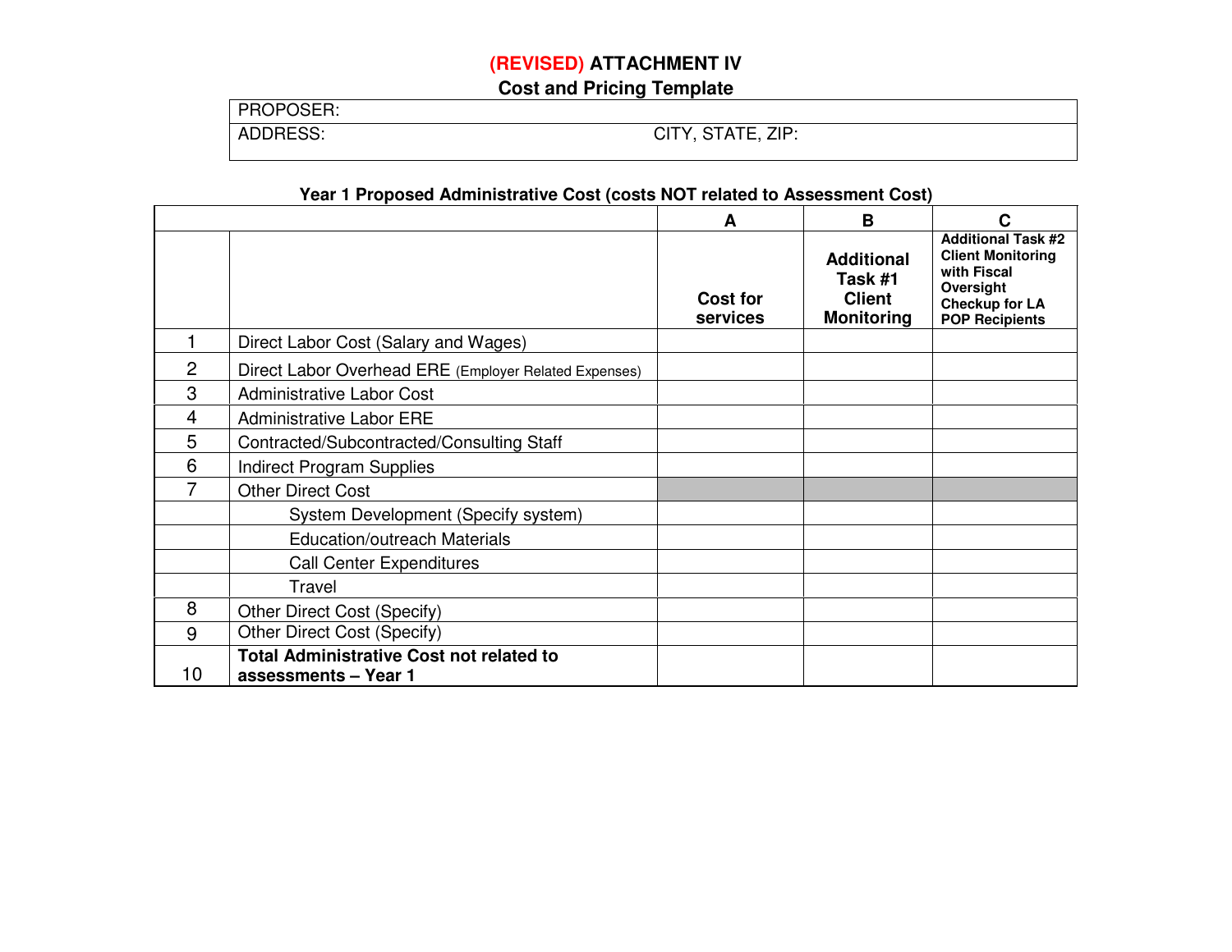# (REVISED) ATTACHMENT IV

## Cost and Pricing Template

| PROPOSER: | |
|---|---|
| ADDRESS: | CITY, STATE, ZIP: |

**Year 1 Proposed Administrative Cost (costs NOT related to Assessment Cost)**

| | | A | B | C |
|---|---|---|---|---|
| | | **Cost for services** | **Additional Task #1 Client Monitoring** | **Additional Task #2 Client Monitoring with Fiscal Oversight Checkup for LA POP Recipients** |
| 1 | Direct Labor Cost (Salary and Wages) | | | |
| 2 | Direct Labor Overhead ERE (Employer Related Expenses) | | | |
| 3 | Administrative Labor Cost | | | |
| 4 | Administrative Labor ERE | | | |
| 5 | Contracted/Subcontracted/Consulting Staff | | | |
| 6 | Indirect Program Supplies | | | |
| 7 | Other Direct Cost | | | |
| | System Development (Specify system) | | | |
| | Education/outreach Materials | | | |
| | Call Center Expenditures | | | |
| | Travel | | | |
| 8 | Other Direct Cost (Specify) | | | |
| 9 | Other Direct Cost (Specify) | | | |
| 10 | **Total Administrative Cost not related to assessments – Year 1** | | | |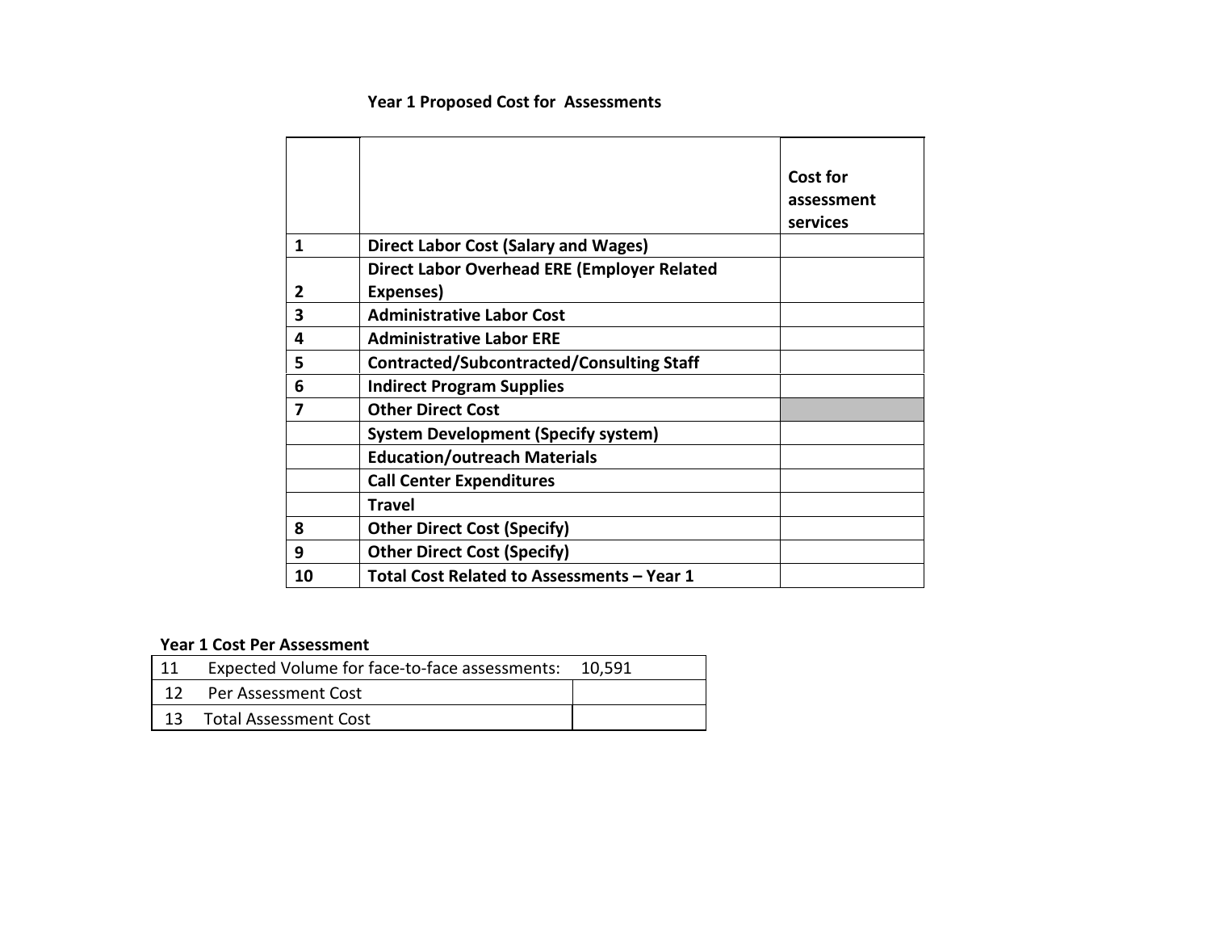### Year 1 Proposed Cost for Assessments

| | | Cost for assessment services |
|---|---|---|
| 1 | **Direct Labor Cost (Salary and Wages)** | |
| 2 | **Direct Labor Overhead ERE (Employer Related Expenses)** | |
| 3 | **Administrative Labor Cost** | |
| 4 | **Administrative Labor ERE** | |
| 5 | **Contracted/Subcontracted/Consulting Staff** | |
| 6 | **Indirect Program Supplies** | |
| 7 | **Other Direct Cost** | |
| | **System Development (Specify system)** | |
| | **Education/outreach Materials** | |
| | **Call Center Expenditures** | |
| | **Travel** | |
| 8 | **Other Direct Cost (Specify)** | |
| 9 | **Other Direct Cost (Specify)** | |
| 10 | **Total Cost Related to Assessments – Year 1** | |

**Year 1 Cost Per Assessment**

| | | |
|---|---|---|
| 11 | Expected Volume for face-to-face assessments: | 10,591 |
| 12 | Per Assessment Cost | |
| 13 | Total Assessment Cost | |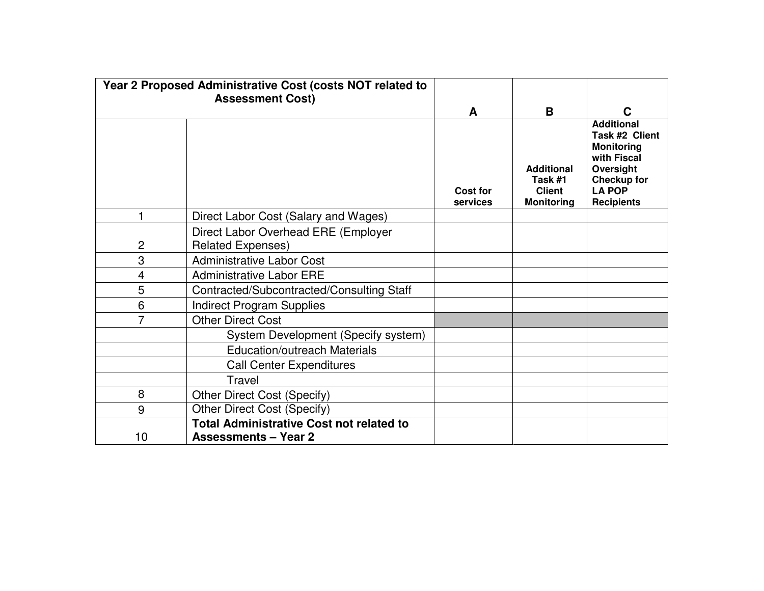| Year 2 Proposed Administrative Cost (costs NOT related to Assessment Cost) | | A | B | C |
|---|---|---|---|---|
| | | Cost for services | Additional Task #1 Client Monitoring | Additional Task #2 Client Monitoring with Fiscal Oversight Checkup for LA POP Recipients |
| 1 | Direct Labor Cost (Salary and Wages) | | | |
| 2 | Direct Labor Overhead ERE (Employer Related Expenses) | | | |
| 3 | Administrative Labor Cost | | | |
| 4 | Administrative Labor ERE | | | |
| 5 | Contracted/Subcontracted/Consulting Staff | | | |
| 6 | Indirect Program Supplies | | | |
| 7 | Other Direct Cost | | | |
| | System Development (Specify system) | | | |
| | Education/outreach Materials | | | |
| | Call Center Expenditures | | | |
| | Travel | | | |
| 8 | Other Direct Cost (Specify) | | | |
| 9 | Other Direct Cost (Specify) | | | |
| 10 | **Total Administrative Cost not related to Assessments – Year 2** | | | |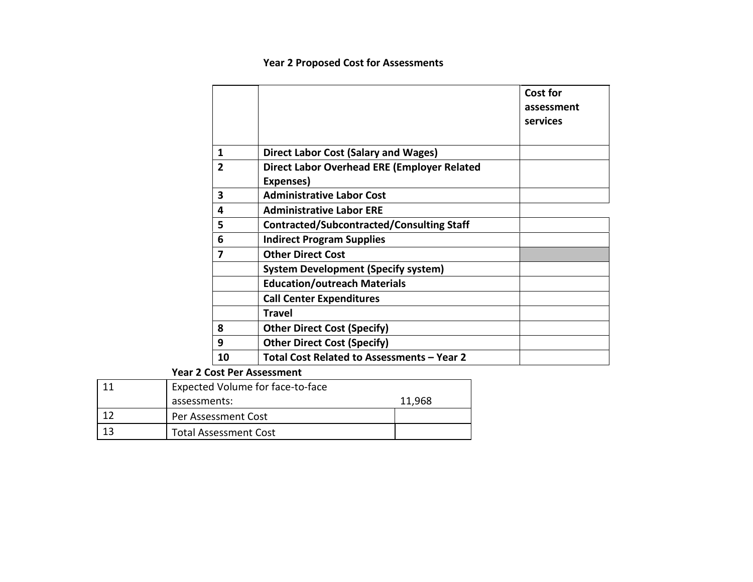### Year 2 Proposed Cost for Assessments

| | | Cost for assessment services |
|---|---|---|
| **1** | **Direct Labor Cost (Salary and Wages)** | |
| **2** | **Direct Labor Overhead ERE (Employer Related Expenses)** | |
| **3** | **Administrative Labor Cost** | |
| **4** | **Administrative Labor ERE** | |
| **5** | **Contracted/Subcontracted/Consulting Staff** | |
| **6** | **Indirect Program Supplies** | |
| **7** | **Other Direct Cost** | |
| | **System Development (Specify system)** | |
| | **Education/outreach Materials** | |
| | **Call Center Expenditures** | |
| | **Travel** | |
| **8** | **Other Direct Cost (Specify)** | |
| **9** | **Other Direct Cost (Specify)** | |
| **10** | **Total Cost Related to Assessments – Year 2** | |

**Year 2 Cost Per Assessment**

| | | |
|---|---|---|
| 11 | Expected Volume for face-to-face assessments: | 11,968 |
| 12 | Per Assessment Cost | |
| 13 | Total Assessment Cost | |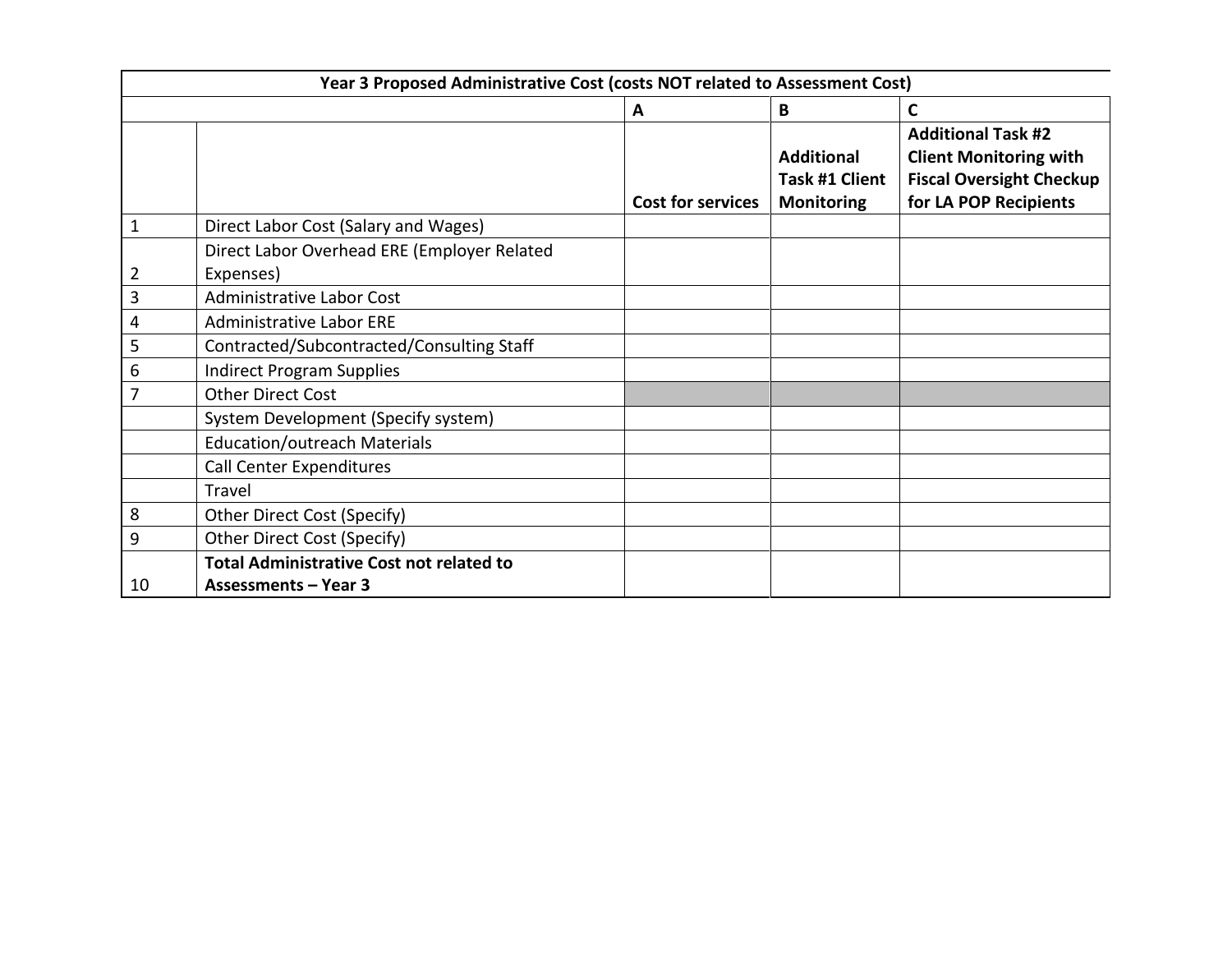| Year 3 Proposed Administrative Cost (costs NOT related to Assessment Cost) | | | | |
|---|---|---|---|---|
| | | A | B | C |
| | | **Cost for services** | **Additional Task #1 Client Monitoring** | **Additional Task #2 Client Monitoring with Fiscal Oversight Checkup for LA POP Recipients** |
| 1 | Direct Labor Cost (Salary and Wages) | | | |
| 2 | Direct Labor Overhead ERE (Employer Related Expenses) | | | |
| 3 | Administrative Labor Cost | | | |
| 4 | Administrative Labor ERE | | | |
| 5 | Contracted/Subcontracted/Consulting Staff | | | |
| 6 | Indirect Program Supplies | | | |
| 7 | Other Direct Cost | | | |
| | System Development (Specify system) | | | |
| | Education/outreach Materials | | | |
| | Call Center Expenditures | | | |
| | Travel | | | |
| 8 | Other Direct Cost (Specify) | | | |
| 9 | Other Direct Cost (Specify) | | | |
| 10 | **Total Administrative Cost not related to Assessments – Year 3** | | | |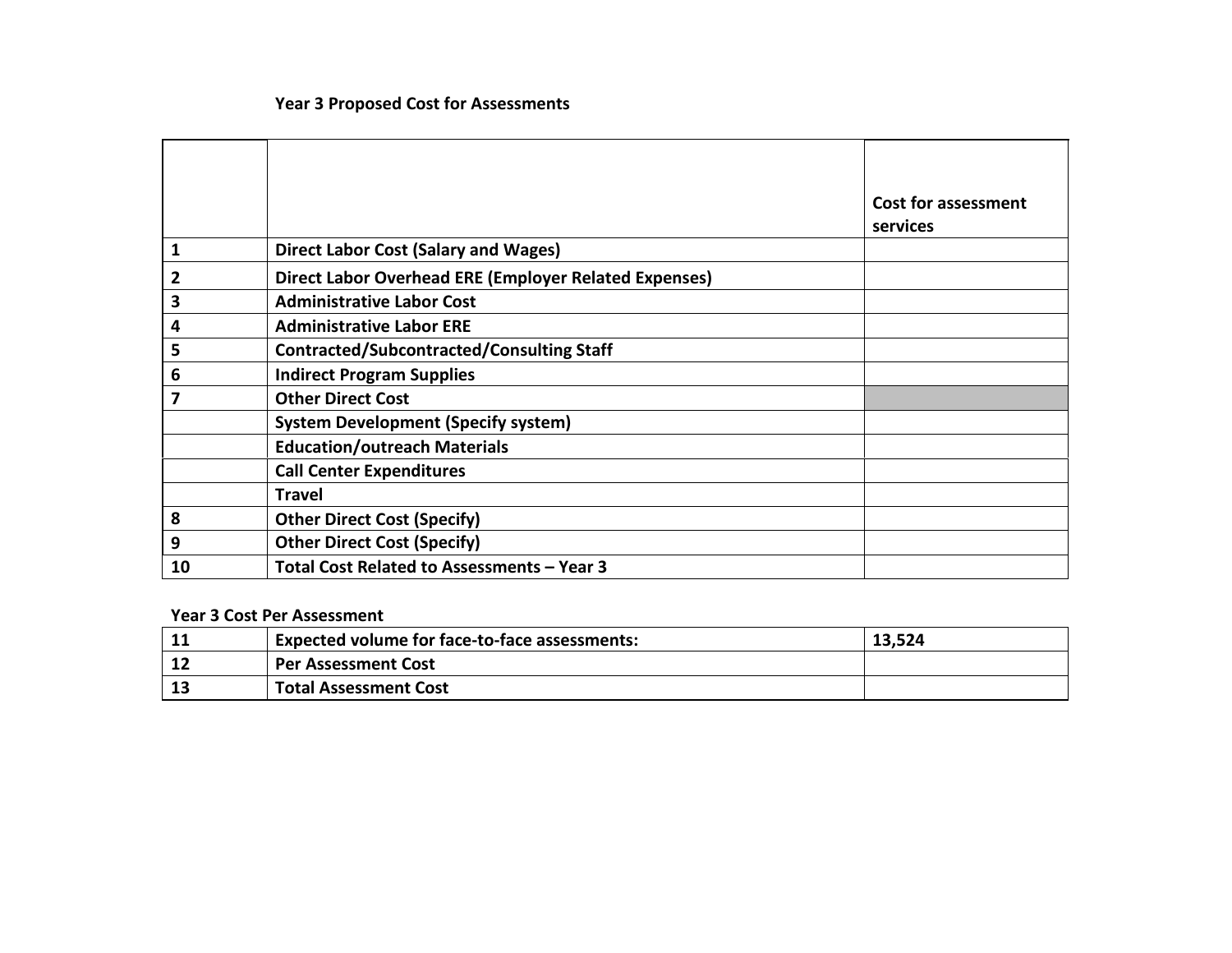**Year 3 Proposed Cost for Assessments**

| | | Cost for assessment services |
|---|---|---|
| 1 | Direct Labor Cost (Salary and Wages) | |
| 2 | Direct Labor Overhead ERE (Employer Related Expenses) | |
| 3 | Administrative Labor Cost | |
| 4 | Administrative Labor ERE | |
| 5 | Contracted/Subcontracted/Consulting Staff | |
| 6 | Indirect Program Supplies | |
| 7 | Other Direct Cost | |
| | System Development (Specify system) | |
| | Education/outreach Materials | |
| | Call Center Expenditures | |
| | Travel | |
| 8 | Other Direct Cost (Specify) | |
| 9 | Other Direct Cost (Specify) | |
| 10 | Total Cost Related to Assessments – Year 3 | |

**Year 3 Cost Per Assessment**

| | | |
|---|---|---|
| 11 | Expected volume for face-to-face assessments: | 13,524 |
| 12 | Per Assessment Cost | |
| 13 | Total Assessment Cost | |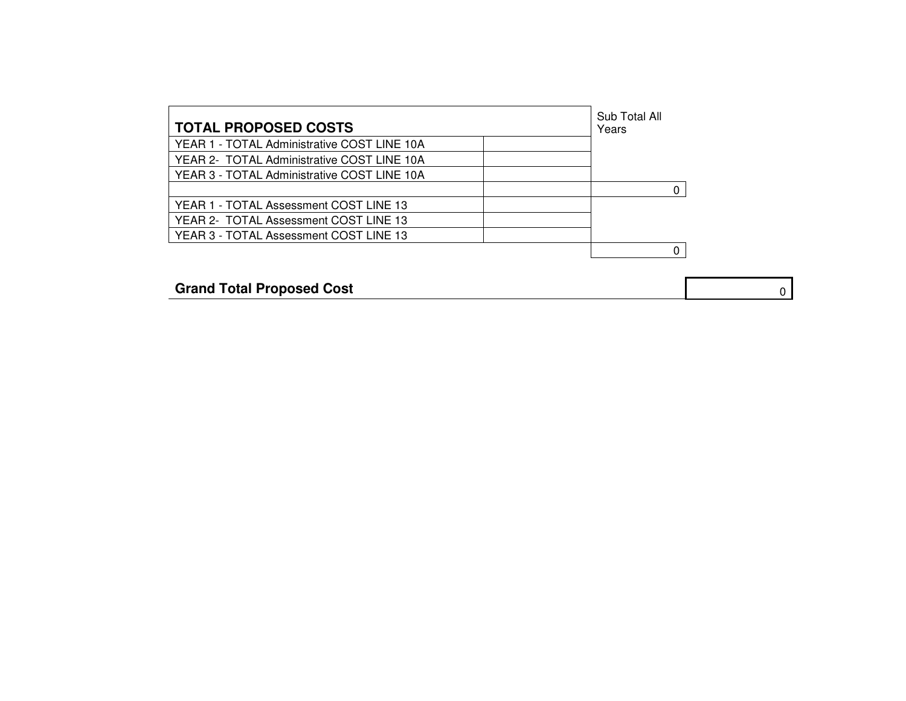| TOTAL PROPOSED COSTS | | Sub Total All Years |
|---|---|---|
| YEAR 1 - TOTAL Administrative COST LINE 10A | | |
| YEAR 2- TOTAL Administrative COST LINE 10A | | |
| YEAR 3 - TOTAL Administrative COST LINE 10A | | |
| | | 0 |
| YEAR 1 - TOTAL Assessment COST LINE 13 | | |
| YEAR 2- TOTAL Assessment COST LINE 13 | | |
| YEAR 3 - TOTAL Assessment COST LINE 13 | | |
| | | 0 |

**Grand Total Proposed Cost** 0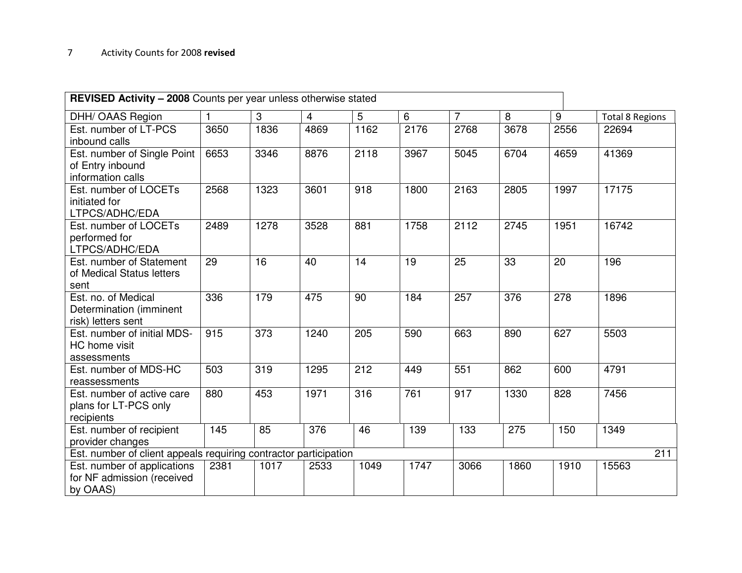7 Activity Counts for 2008 **revised**

| **REVISED Activity – 2008** Counts per year unless otherwise stated | | | | | | | | | |
|---|---|---|---|---|---|---|---|---|---|
| DHH/ OAAS Region | 1 | 3 | 4 | 5 | 6 | 7 | 8 | 9 | Total 8 Regions |
| Est. number of LT-PCS inbound calls | 3650 | 1836 | 4869 | 1162 | 2176 | 2768 | 3678 | 2556 | 22694 |
| Est. number of Single Point of Entry inbound information calls | 6653 | 3346 | 8876 | 2118 | 3967 | 5045 | 6704 | 4659 | 41369 |
| Est. number of LOCETs initiated for LTPCS/ADHC/EDA | 2568 | 1323 | 3601 | 918 | 1800 | 2163 | 2805 | 1997 | 17175 |
| Est. number of LOCETs performed for LTPCS/ADHC/EDA | 2489 | 1278 | 3528 | 881 | 1758 | 2112 | 2745 | 1951 | 16742 |
| Est. number of Statement of Medical Status letters sent | 29 | 16 | 40 | 14 | 19 | 25 | 33 | 20 | 196 |
| Est. no. of Medical Determination (imminent risk) letters sent | 336 | 179 | 475 | 90 | 184 | 257 | 376 | 278 | 1896 |
| Est. number of initial MDS-HC home visit assessments | 915 | 373 | 1240 | 205 | 590 | 663 | 890 | 627 | 5503 |
| Est. number of MDS-HC reassessments | 503 | 319 | 1295 | 212 | 449 | 551 | 862 | 600 | 4791 |
| Est. number of active care plans for LT-PCS only recipients | 880 | 453 | 1971 | 316 | 761 | 917 | 1330 | 828 | 7456 |
| Est. number of recipient provider changes | 145 | 85 | 376 | 46 | 139 | 133 | 275 | 150 | 1349 |
| Est. number of client appeals requiring contractor participation | | | | | | | | | 211 |
| Est. number of applications for NF admission (received by OAAS) | 2381 | 1017 | 2533 | 1049 | 1747 | 3066 | 1860 | 1910 | 15563 |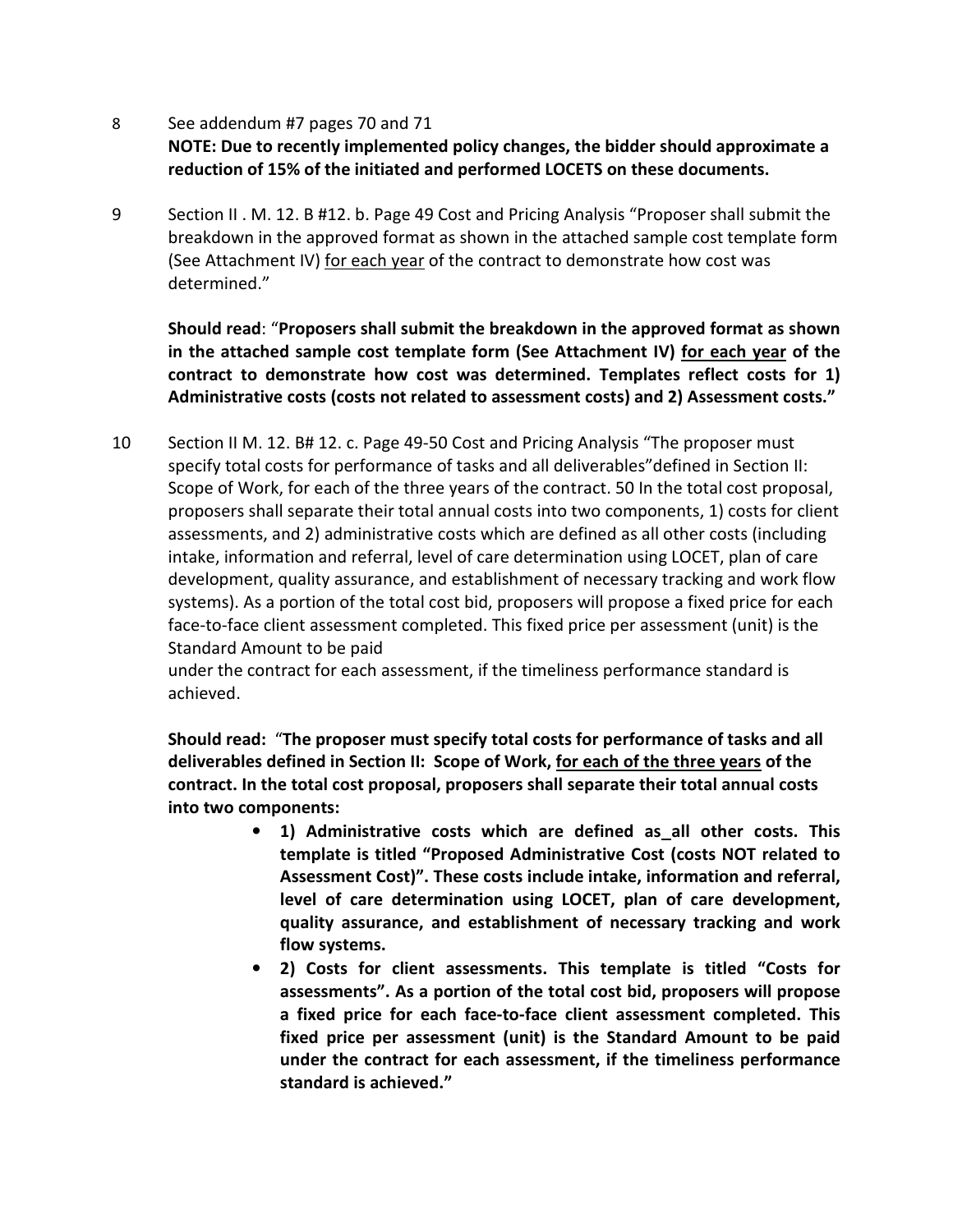8 See addendum #7 pages 70 and 71

**NOTE: Due to recently implemented policy changes, the bidder should approximate a reduction of 15% of the initiated and performed LOCETS on these documents.**

9 Section II . M. 12. B #12. b. Page 49 Cost and Pricing Analysis "Proposer shall submit the breakdown in the approved format as shown in the attached sample cost template form (See Attachment IV) <u>for each year</u> of the contract to demonstrate how cost was determined."

**Should read**: "**Proposers shall submit the breakdown in the approved format as shown in the attached sample cost template form (See Attachment IV) <u>for each year</u> of the contract to demonstrate how cost was determined. Templates reflect costs for 1) Administrative costs (costs not related to assessment costs) and 2) Assessment costs."**

10 Section II M. 12. B# 12. c. Page 49-50 Cost and Pricing Analysis "The proposer must specify total costs for performance of tasks and all deliverables"defined in Section II: Scope of Work, for each of the three years of the contract. 50 In the total cost proposal, proposers shall separate their total annual costs into two components, 1) costs for client assessments, and 2) administrative costs which are defined as all other costs (including intake, information and referral, level of care determination using LOCET, plan of care development, quality assurance, and establishment of necessary tracking and work flow systems). As a portion of the total cost bid, proposers will propose a fixed price for each face-to-face client assessment completed. This fixed price per assessment (unit) is the Standard Amount to be paid

under the contract for each assessment, if the timeliness performance standard is achieved.

**Should read:** "**The proposer must specify total costs for performance of tasks and all deliverables defined in Section II: Scope of Work, <u>for each of the three years</u> of the contract. In the total cost proposal, proposers shall separate their total annual costs into two components:**

- **1) Administrative costs which are defined as_all other costs. This template is titled "Proposed Administrative Cost (costs NOT related to Assessment Cost)". These costs include intake, information and referral, level of care determination using LOCET, plan of care development, quality assurance, and establishment of necessary tracking and work flow systems.**
- **2) Costs for client assessments. This template is titled "Costs for assessments". As a portion of the total cost bid, proposers will propose a fixed price for each face-to-face client assessment completed. This fixed price per assessment (unit) is the Standard Amount to be paid under the contract for each assessment, if the timeliness performance standard is achieved."**